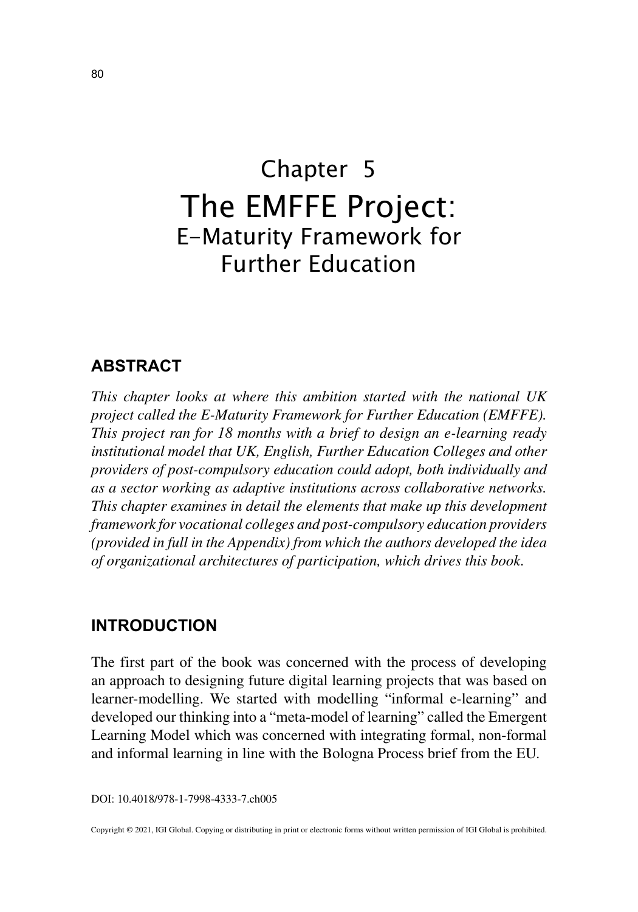# Chapter 5
# The EMFFE Project:
## E-Maturity Framework for Further Education

## ABSTRACT

*This chapter looks at where this ambition started with the national UK project called the E-Maturity Framework for Further Education (EMFFE). This project ran for 18 months with a brief to design an e-learning ready institutional model that UK, English, Further Education Colleges and other providers of post-compulsory education could adopt, both individually and as a sector working as adaptive institutions across collaborative networks. This chapter examines in detail the elements that make up this development framework for vocational colleges and post-compulsory education providers (provided in full in the Appendix) from which the authors developed the idea of organizational architectures of participation, which drives this book.*

## INTRODUCTION

The first part of the book was concerned with the process of developing an approach to designing future digital learning projects that was based on learner-modelling. We started with modelling "informal e-learning" and developed our thinking into a "meta-model of learning" called the Emergent Learning Model which was concerned with integrating formal, non-formal and informal learning in line with the Bologna Process brief from the EU.

DOI: 10.4018/978-1-7998-4333-7.ch005

Copyright © 2021, IGI Global. Copying or distributing in print or electronic forms without written permission of IGI Global is prohibited.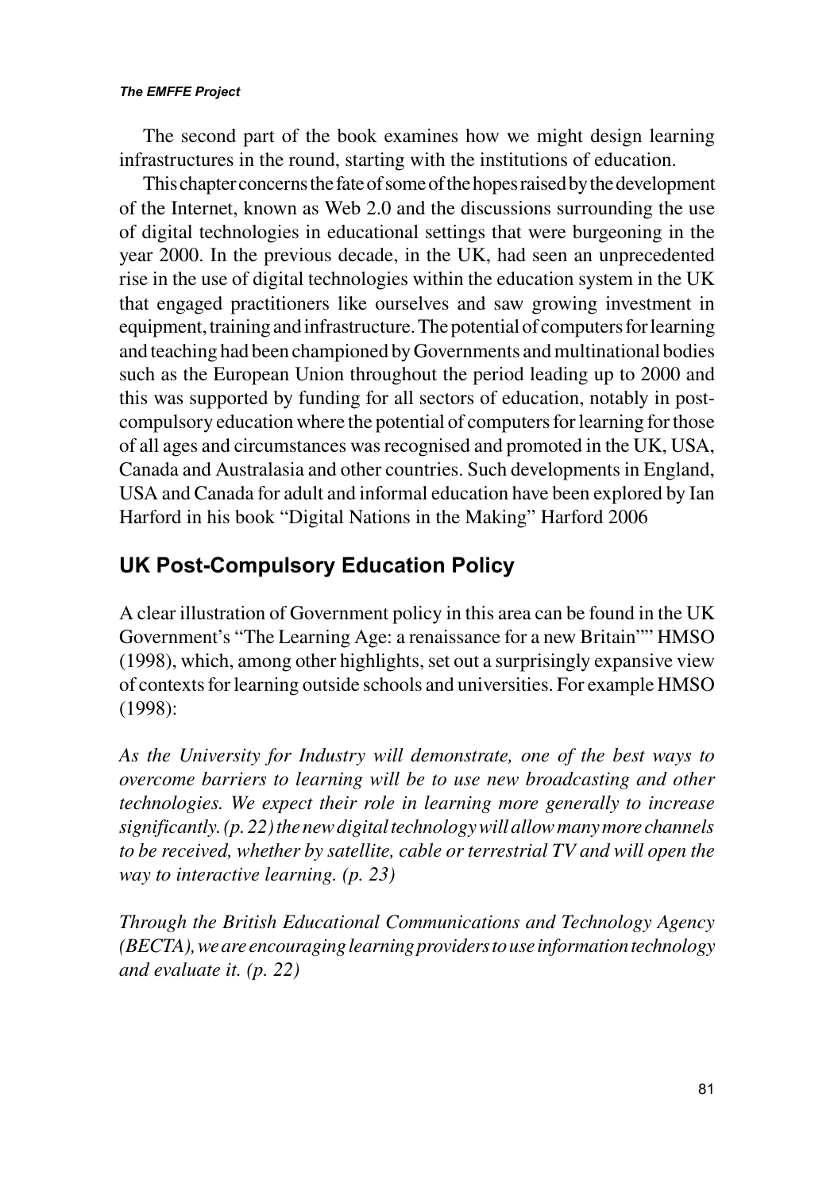The second part of the book examines how we might design learning infrastructures in the round, starting with the institutions of education.

This chapter concerns the fate of some of the hopes raised by the development of the Internet, known as Web 2.0 and the discussions surrounding the use of digital technologies in educational settings that were burgeoning in the year 2000. In the previous decade, in the UK, had seen an unprecedented rise in the use of digital technologies within the education system in the UK that engaged practitioners like ourselves and saw growing investment in equipment, training and infrastructure. The potential of computers for learning and teaching had been championed by Governments and multinational bodies such as the European Union throughout the period leading up to 2000 and this was supported by funding for all sectors of education, notably in post-compulsory education where the potential of computers for learning for those of all ages and circumstances was recognised and promoted in the UK, USA, Canada and Australasia and other countries. Such developments in England, USA and Canada for adult and informal education have been explored by Ian Harford in his book "Digital Nations in the Making" Harford 2006

## UK Post-Compulsory Education Policy

A clear illustration of Government policy in this area can be found in the UK Government's "The Learning Age: a renaissance for a new Britain"" HMSO (1998), which, among other highlights, set out a surprisingly expansive view of contexts for learning outside schools and universities. For example HMSO (1998):

*As the University for Industry will demonstrate, one of the best ways to overcome barriers to learning will be to use new broadcasting and other technologies. We expect their role in learning more generally to increase significantly. (p. 22) the new digital technology will allow many more channels to be received, whether by satellite, cable or terrestrial TV and will open the way to interactive learning. (p. 23)*

*Through the British Educational Communications and Technology Agency (BECTA), we are encouraging learning providers to use information technology and evaluate it. (p. 22)*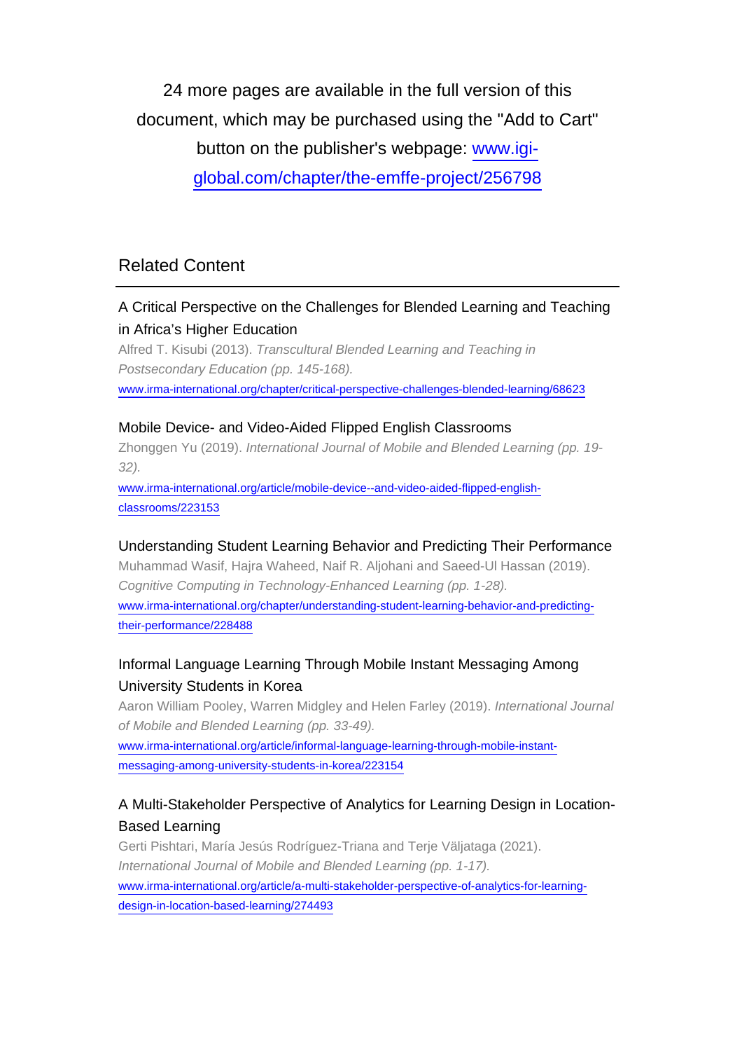24 more pages are available in the full version of this document, which may be purchased using the "Add to Cart" button on the publisher's webpage: [www.igi-global.com/chapter/the-emffe-project/256798](www.igi-global.com/chapter/the-emffe-project/256798)

## Related Content

A Critical Perspective on the Challenges for Blended Learning and Teaching in Africa's Higher Education

Alfred T. Kisubi (2013). *Transcultural Blended Learning and Teaching in Postsecondary Education (pp. 145-168).*

[www.irma-international.org/chapter/critical-perspective-challenges-blended-learning/68623](www.irma-international.org/chapter/critical-perspective-challenges-blended-learning/68623)

Mobile Device- and Video-Aided Flipped English Classrooms

Zhonggen Yu (2019). *International Journal of Mobile and Blended Learning (pp. 19-32).*

[www.irma-international.org/article/mobile-device--and-video-aided-flipped-english-classrooms/223153](www.irma-international.org/article/mobile-device--and-video-aided-flipped-english-classrooms/223153)

Understanding Student Learning Behavior and Predicting Their Performance

Muhammad Wasif, Hajra Waheed, Naif R. Aljohani and Saeed-Ul Hassan (2019). *Cognitive Computing in Technology-Enhanced Learning (pp. 1-28).*

[www.irma-international.org/chapter/understanding-student-learning-behavior-and-predicting-their-performance/228488](www.irma-international.org/chapter/understanding-student-learning-behavior-and-predicting-their-performance/228488)

Informal Language Learning Through Mobile Instant Messaging Among University Students in Korea

Aaron William Pooley, Warren Midgley and Helen Farley (2019). *International Journal of Mobile and Blended Learning (pp. 33-49).*

[www.irma-international.org/article/informal-language-learning-through-mobile-instant-messaging-among-university-students-in-korea/223154](www.irma-international.org/article/informal-language-learning-through-mobile-instant-messaging-among-university-students-in-korea/223154)

A Multi-Stakeholder Perspective of Analytics for Learning Design in Location-Based Learning

Gerti Pishtari, María Jesús Rodríguez-Triana and Terje Väljataga (2021). *International Journal of Mobile and Blended Learning (pp. 1-17).*

[www.irma-international.org/article/a-multi-stakeholder-perspective-of-analytics-for-learning-design-in-location-based-learning/274493](www.irma-international.org/article/a-multi-stakeholder-perspective-of-analytics-for-learning-design-in-location-based-learning/274493)